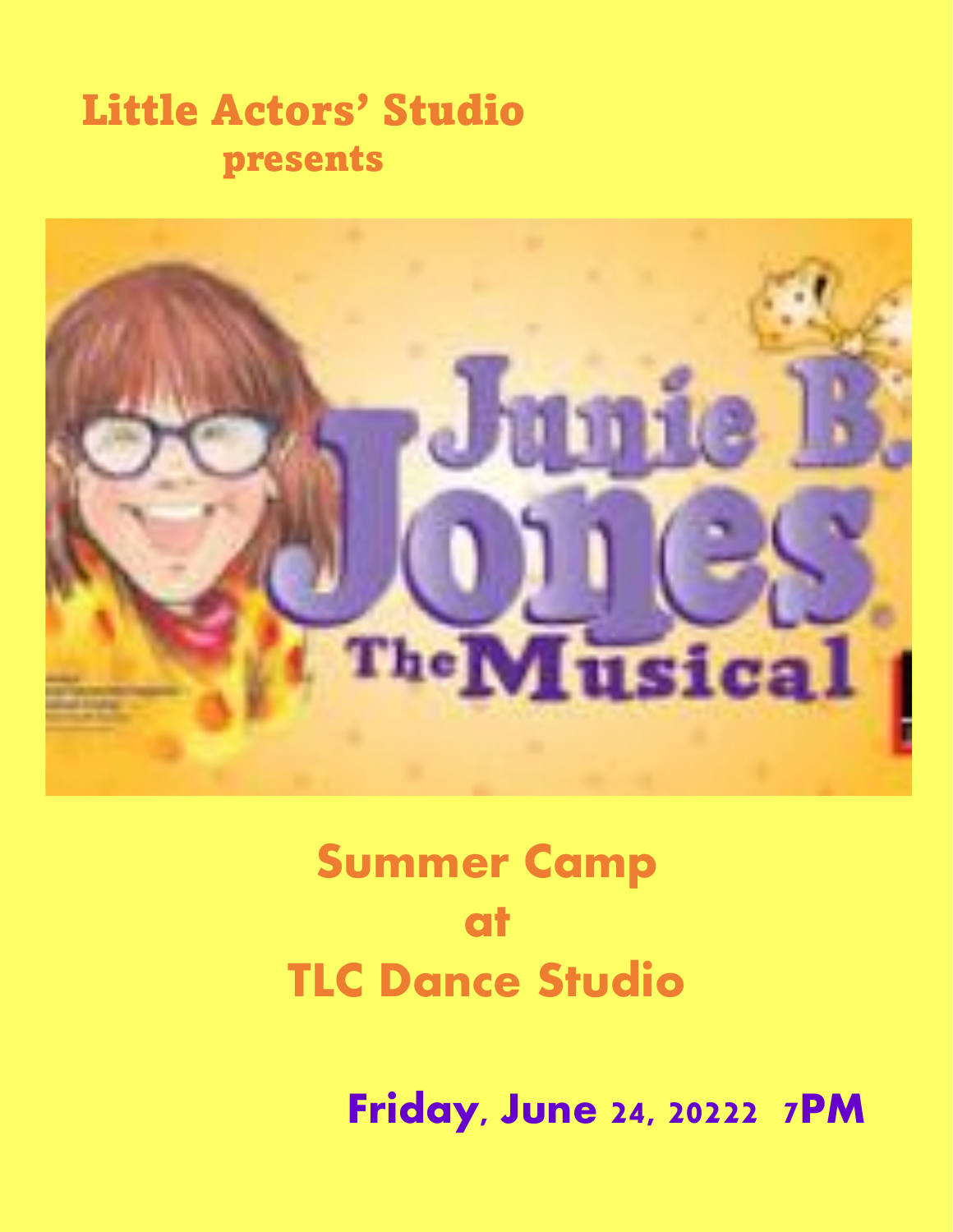# Little Actors' Studio

## presents

Junie B. Jones The Musical

## Summer Camp
## at
## TLC Dance Studio

**Friday, June 24, 20222 7PM**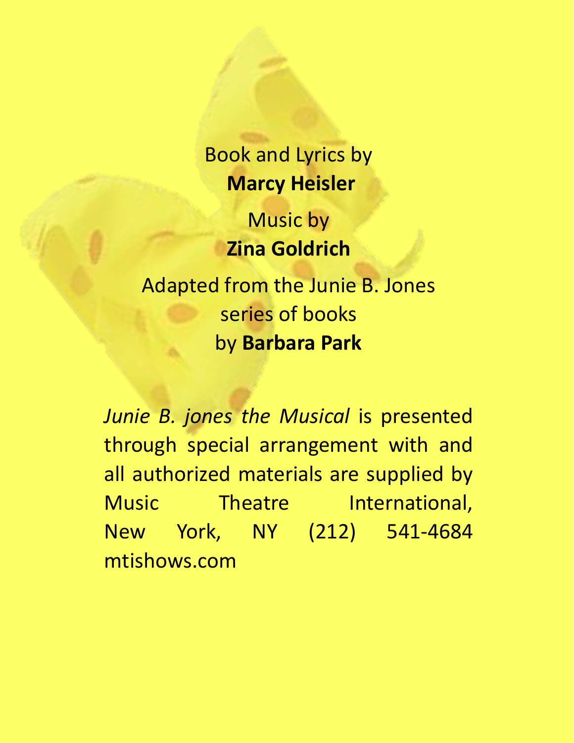Book and Lyrics by
**Marcy Heisler**

Music by
**Zina Goldrich**

Adapted from the Junie B. Jones series of books
by **Barbara Park**

*Junie B. jones the Musical* is presented through special arrangement with and all authorized materials are supplied by Music Theatre International, New York, NY (212) 541-4684 mtishows.com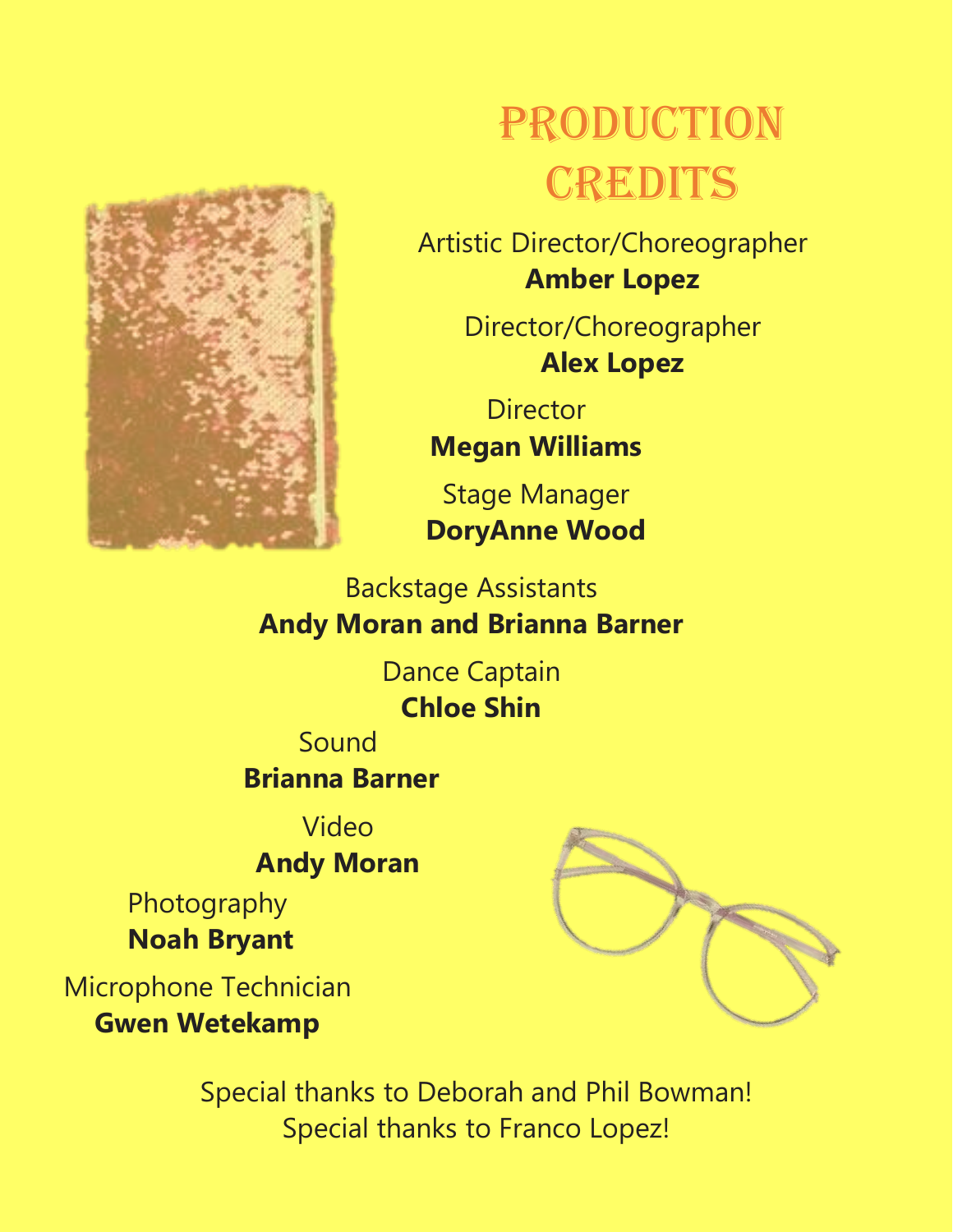# Production Credits

Artistic Director/Choreographer
**Amber Lopez**

Director/Choreographer
**Alex Lopez**

Director
**Megan Williams**

Stage Manager
**DoryAnne Wood**

Backstage Assistants
**Andy Moran and Brianna Barner**

Dance Captain
**Chloe Shin**

Sound
**Brianna Barner**

Video
**Andy Moran**

Photography
**Noah Bryant**

Microphone Technician
**Gwen Wetekamp**

Special thanks to Deborah and Phil Bowman!
Special thanks to Franco Lopez!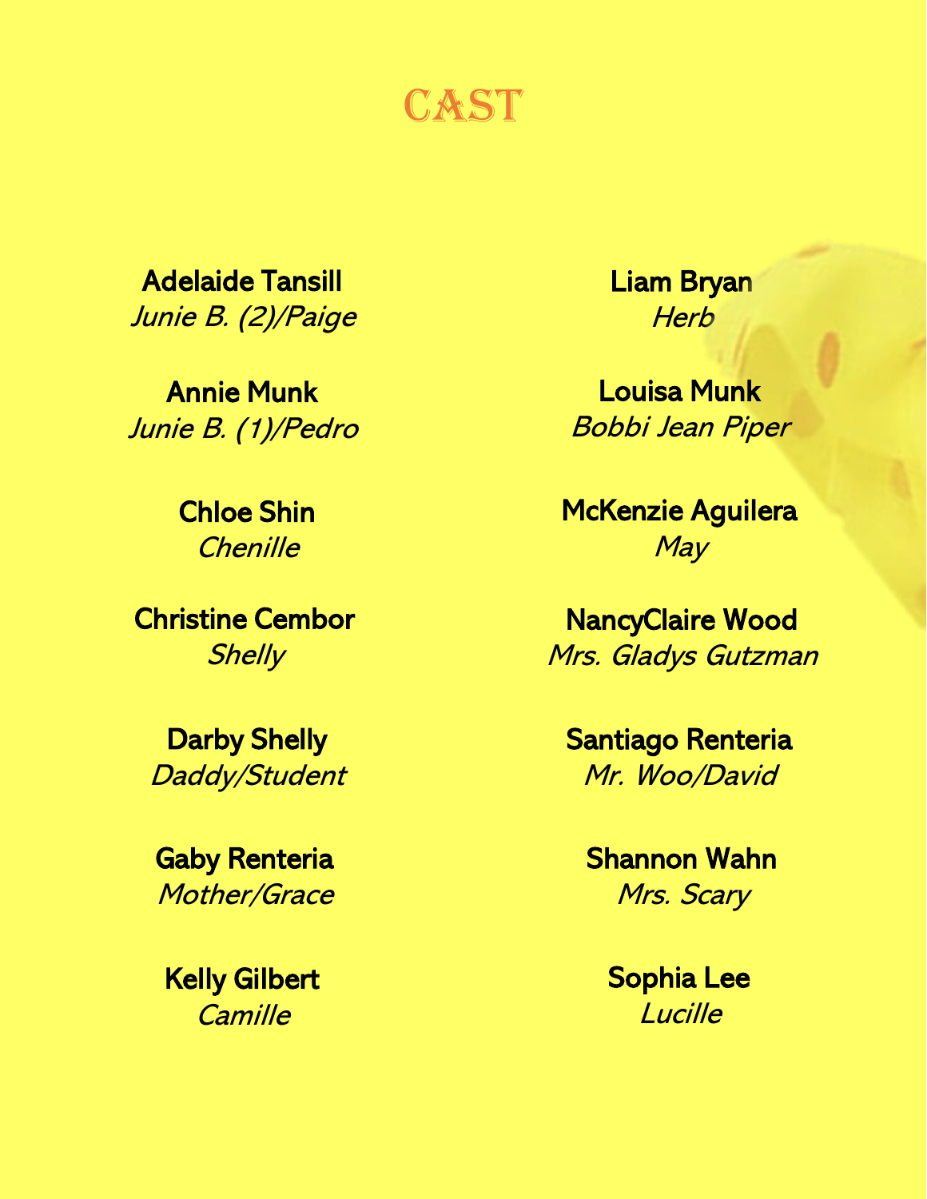# CAST

**Adelaide Tansill**
*Junie B. (2)/Paige*

**Annie Munk**
*Junie B. (1)/Pedro*

**Chloe Shin**
*Chenille*

**Christine Cembor**
*Shelly*

**Darby Shelly**
*Daddy/Student*

**Gaby Renteria**
*Mother/Grace*

**Kelly Gilbert**
*Camille*

**Liam Bryan**
*Herb*

**Louisa Munk**
*Bobbi Jean Piper*

**McKenzie Aguilera**
*May*

**NancyClaire Wood**
*Mrs. Gladys Gutzman*

**Santiago Renteria**
*Mr. Woo/David*

**Shannon Wahn**
*Mrs. Scary*

**Sophia Lee**
*Lucille*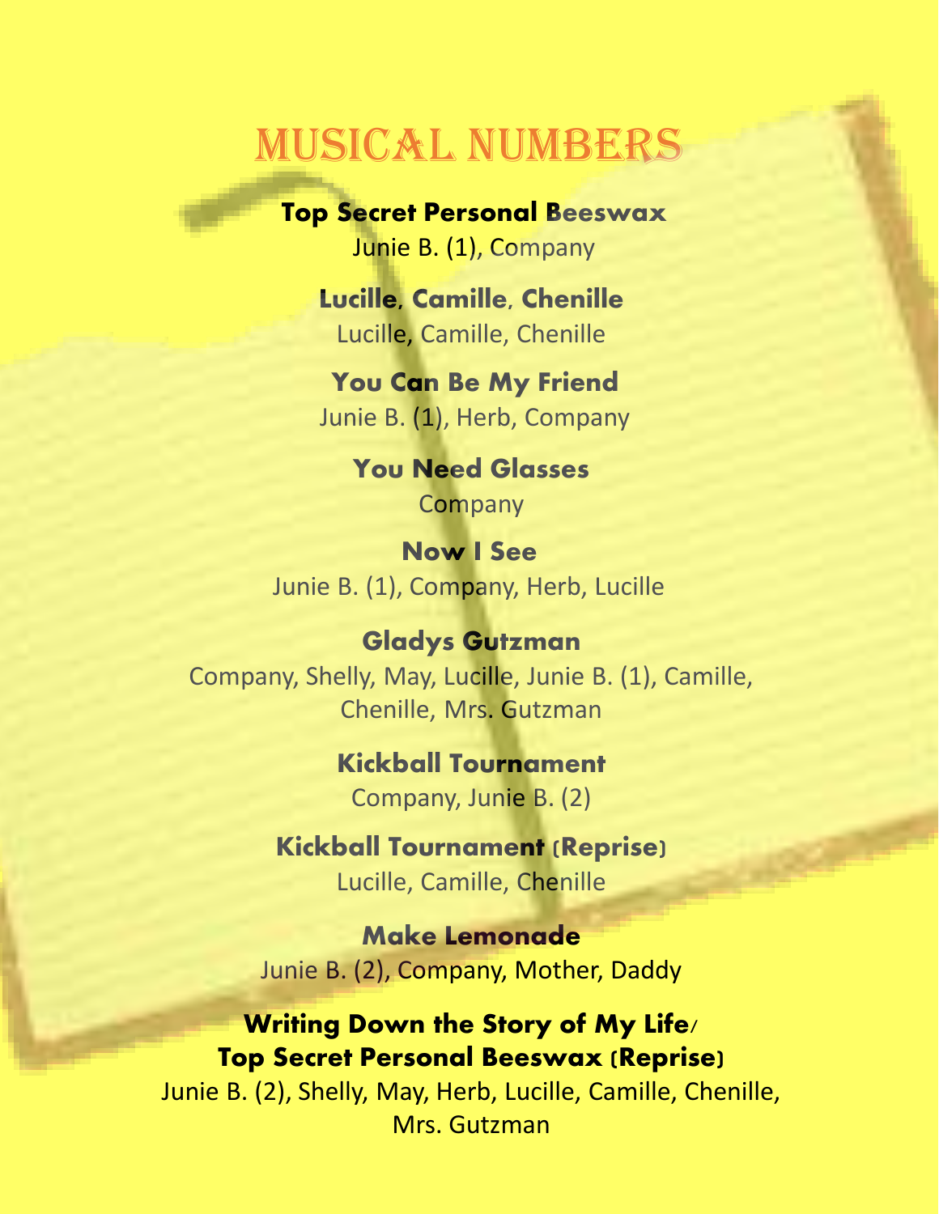# MUSICAL NUMBERS

**Top Secret Personal Beeswax**
Junie B. (1), Company

**Lucille, Camille, Chenille**
Lucille, Camille, Chenille

**You Can Be My Friend**
Junie B. (1), Herb, Company

**You Need Glasses**
Company

**Now I See**
Junie B. (1), Company, Herb, Lucille

**Gladys Gutzman**
Company, Shelly, May, Lucille, Junie B. (1), Camille, Chenille, Mrs. Gutzman

**Kickball Tournament**
Company, Junie B. (2)

**Kickball Tournament (Reprise)**
Lucille, Camille, Chenille

**Make Lemonade**
Junie B. (2), Company, Mother, Daddy

**Writing Down the Story of My Life/ Top Secret Personal Beeswax (Reprise)**
Junie B. (2), Shelly, May, Herb, Lucille, Camille, Chenille, Mrs. Gutzman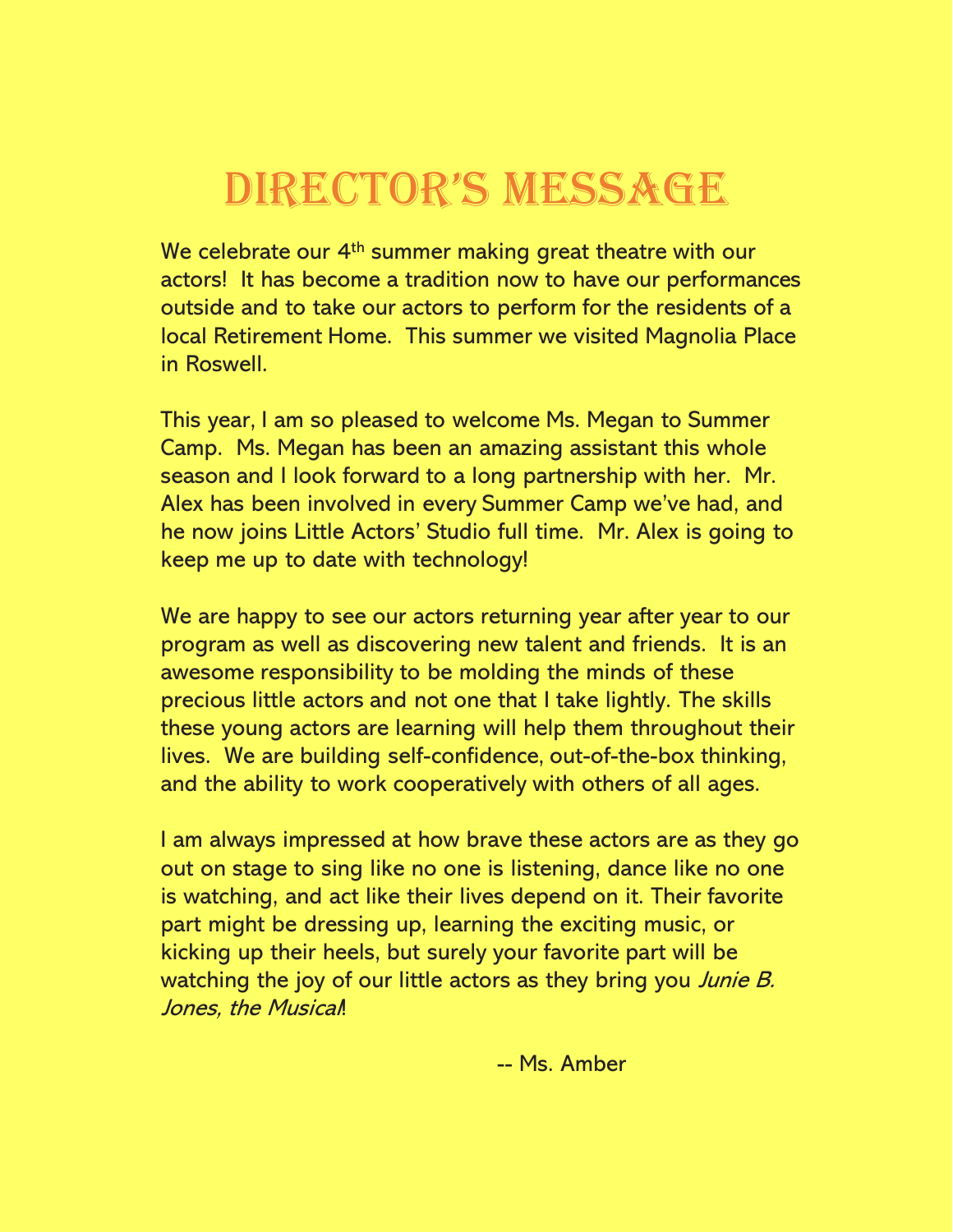# Director's Message

We celebrate our 4th summer making great theatre with our actors! It has become a tradition now to have our performances outside and to take our actors to perform for the residents of a local Retirement Home. This summer we visited Magnolia Place in Roswell.

This year, I am so pleased to welcome Ms. Megan to Summer Camp. Ms. Megan has been an amazing assistant this whole season and I look forward to a long partnership with her. Mr. Alex has been involved in every Summer Camp we've had, and he now joins Little Actors' Studio full time. Mr. Alex is going to keep me up to date with technology!

We are happy to see our actors returning year after year to our program as well as discovering new talent and friends. It is an awesome responsibility to be molding the minds of these precious little actors and not one that I take lightly. The skills these young actors are learning will help them throughout their lives. We are building self-confidence, out-of-the-box thinking, and the ability to work cooperatively with others of all ages.

I am always impressed at how brave these actors are as they go out on stage to sing like no one is listening, dance like no one is watching, and act like their lives depend on it. Their favorite part might be dressing up, learning the exciting music, or kicking up their heels, but surely your favorite part will be watching the joy of our little actors as they bring you *Junie B. Jones, the Musical*!

-- Ms. Amber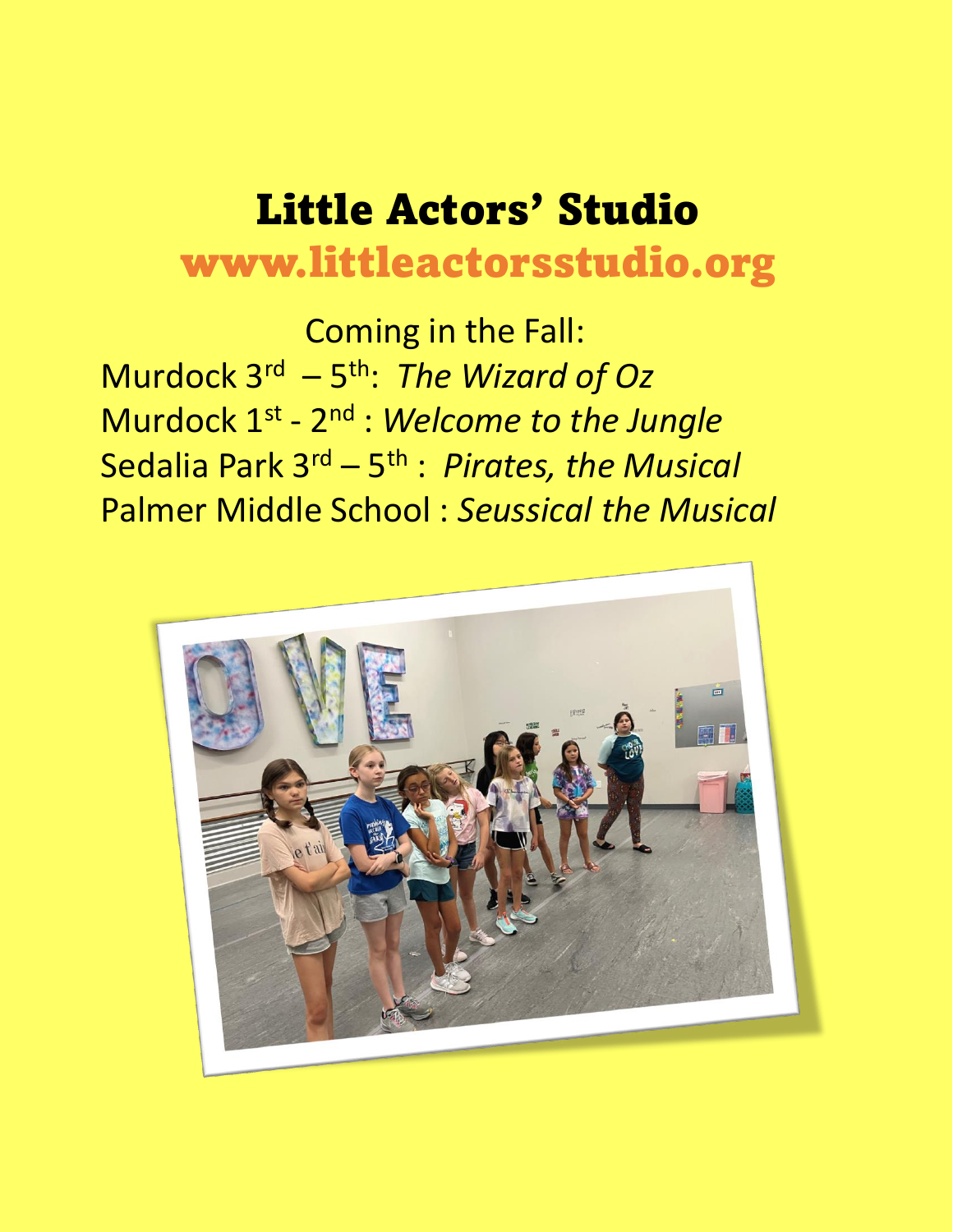# Little Actors' Studio

## www.littleactorsstudio.org

Coming in the Fall:

Murdock 3rd – 5th: *The Wizard of Oz*

Murdock 1st - 2nd : *Welcome to the Jungle*

Sedalia Park 3rd – 5th : *Pirates, the Musical*

Palmer Middle School : *Seussical the Musical*